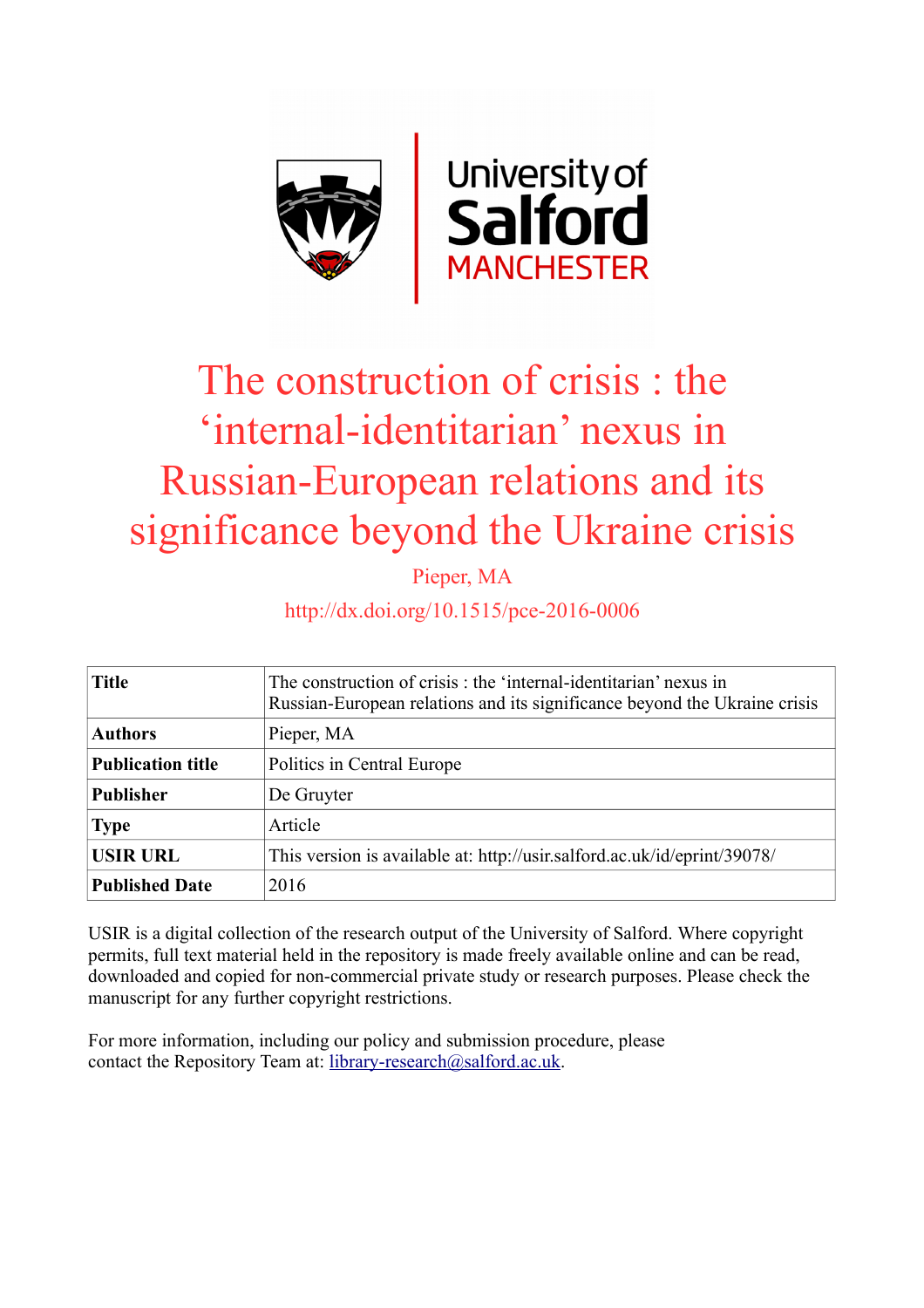# The construction of crisis : the 'internal-identitarian' nexus in Russian-European relations and its significance beyond the Ukraine crisis

Pieper, MA

http://dx.doi.org/10.1515/pce-2016-0006

| **Title** | The construction of crisis : the 'internal-identitarian' nexus in Russian-European relations and its significance beyond the Ukraine crisis |
|---|---|
| **Authors** | Pieper, MA |
| **Publication title** | Politics in Central Europe |
| **Publisher** | De Gruyter |
| **Type** | Article |
| **USIR URL** | This version is available at: http://usir.salford.ac.uk/id/eprint/39078/ |
| **Published Date** | 2016 |

USIR is a digital collection of the research output of the University of Salford. Where copyright permits, full text material held in the repository is made freely available online and can be read, downloaded and copied for non-commercial private study or research purposes. Please check the manuscript for any further copyright restrictions.

For more information, including our policy and submission procedure, please contact the Repository Team at: library-research@salford.ac.uk.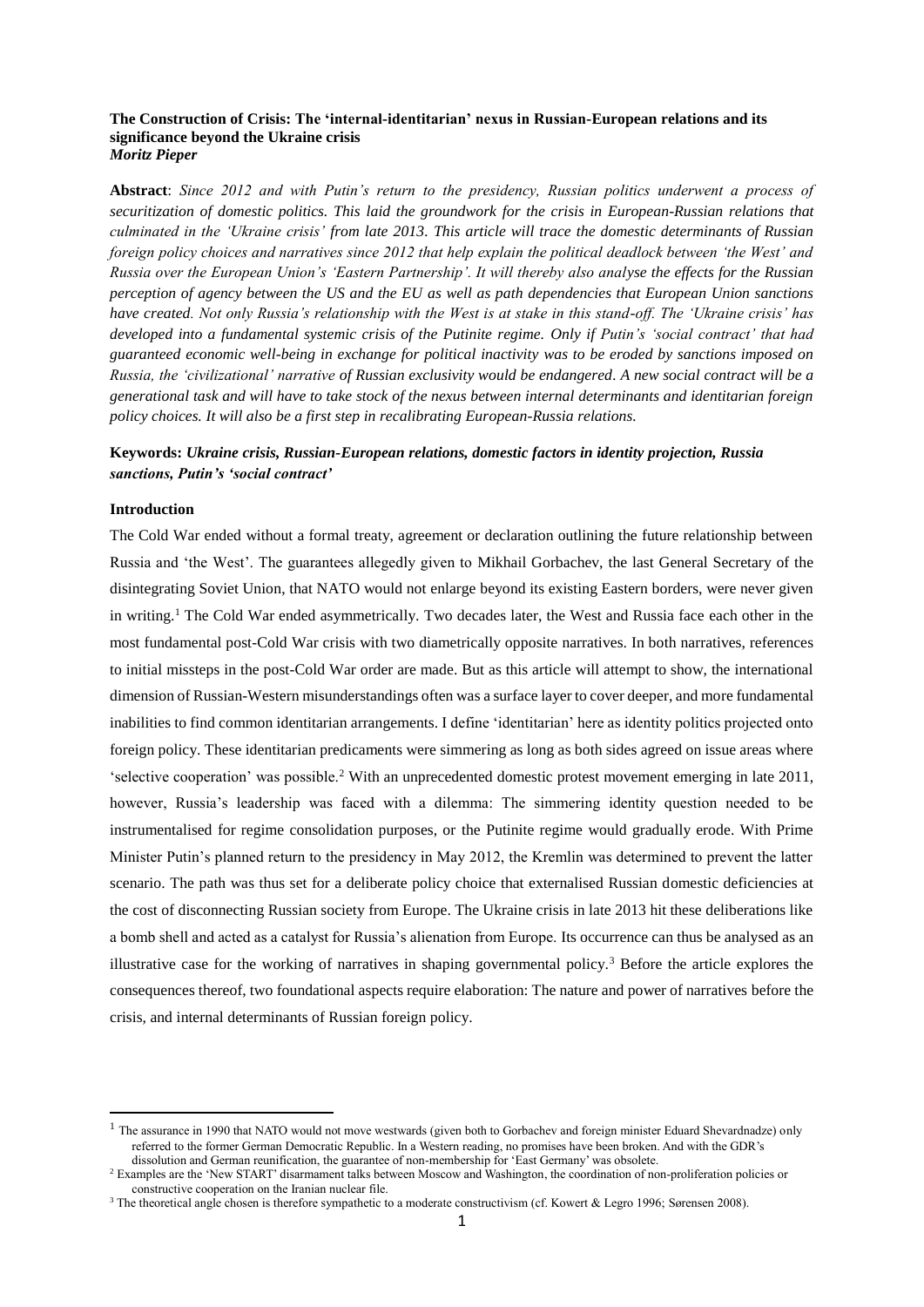**The Construction of Crisis: The 'internal-identitarian' nexus in Russian-European relations and its significance beyond the Ukraine crisis**
***Moritz Pieper***

**Abstract**: *Since 2012 and with Putin's return to the presidency, Russian politics underwent a process of securitization of domestic politics. This laid the groundwork for the crisis in European-Russian relations that culminated in the 'Ukraine crisis' from late 2013. This article will trace the domestic determinants of Russian foreign policy choices and narratives since 2012 that help explain the political deadlock between 'the West' and Russia over the European Union's 'Eastern Partnership'. It will thereby also analyse the effects for the Russian perception of agency between the US and the EU as well as path dependencies that European Union sanctions have created. Not only Russia's relationship with the West is at stake in this stand-off. The 'Ukraine crisis' has developed into a fundamental systemic crisis of the Putinite regime. Only if Putin's 'social contract' that had guaranteed economic well-being in exchange for political inactivity was to be eroded by sanctions imposed on Russia, the 'civilizational' narrative of Russian exclusivity would be endangered. A new social contract will be a generational task and will have to take stock of the nexus between internal determinants and identitarian foreign policy choices. It will also be a first step in recalibrating European-Russia relations.*

**Keywords:** *Ukraine crisis, Russian-European relations, domestic factors in identity projection, Russia sanctions, Putin's 'social contract'*

**Introduction**

The Cold War ended without a formal treaty, agreement or declaration outlining the future relationship between Russia and 'the West'. The guarantees allegedly given to Mikhail Gorbachev, the last General Secretary of the disintegrating Soviet Union, that NATO would not enlarge beyond its existing Eastern borders, were never given in writing.[1] The Cold War ended asymmetrically. Two decades later, the West and Russia face each other in the most fundamental post-Cold War crisis with two diametrically opposite narratives. In both narratives, references to initial missteps in the post-Cold War order are made. But as this article will attempt to show, the international dimension of Russian-Western misunderstandings often was a surface layer to cover deeper, and more fundamental inabilities to find common identitarian arrangements. I define 'identitarian' here as identity politics projected onto foreign policy. These identitarian predicaments were simmering as long as both sides agreed on issue areas where 'selective cooperation' was possible.[2] With an unprecedented domestic protest movement emerging in late 2011, however, Russia's leadership was faced with a dilemma: The simmering identity question needed to be instrumentalised for regime consolidation purposes, or the Putinite regime would gradually erode. With Prime Minister Putin's planned return to the presidency in May 2012, the Kremlin was determined to prevent the latter scenario. The path was thus set for a deliberate policy choice that externalised Russian domestic deficiencies at the cost of disconnecting Russian society from Europe. The Ukraine crisis in late 2013 hit these deliberations like a bomb shell and acted as a catalyst for Russia's alienation from Europe. Its occurrence can thus be analysed as an illustrative case for the working of narratives in shaping governmental policy.[3] Before the article explores the consequences thereof, two foundational aspects require elaboration: The nature and power of narratives before the crisis, and internal determinants of Russian foreign policy.

---

[1] The assurance in 1990 that NATO would not move westwards (given both to Gorbachev and foreign minister Eduard Shevardnadze) only referred to the former German Democratic Republic. In a Western reading, no promises have been broken. And with the GDR's dissolution and German reunification, the guarantee of non-membership for 'East Germany' was obsolete.

[2] Examples are the 'New START' disarmament talks between Moscow and Washington, the coordination of non-proliferation policies or constructive cooperation on the Iranian nuclear file.

[3] The theoretical angle chosen is therefore sympathetic to a moderate constructivism (cf. Kowert & Legro 1996; Sørensen 2008).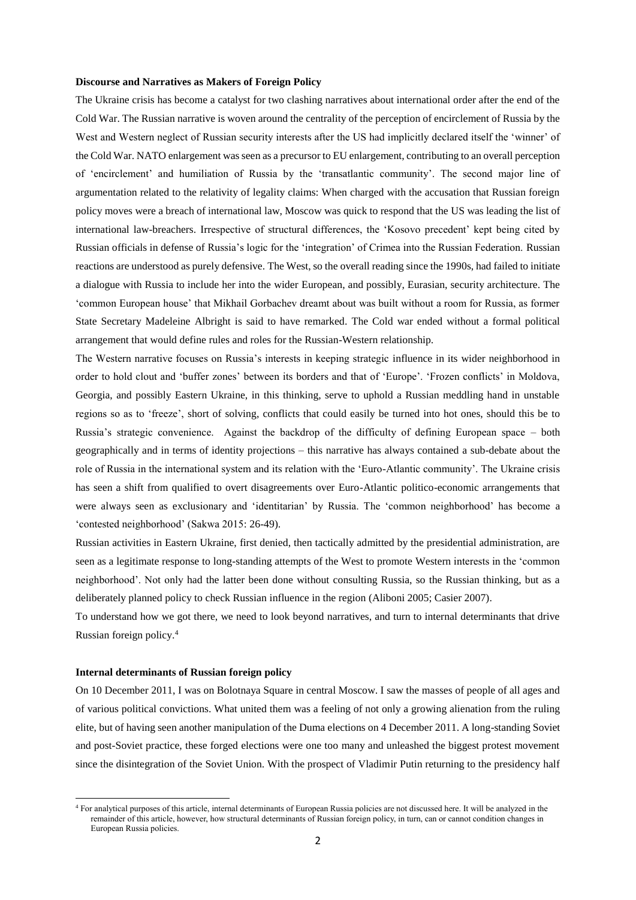**Discourse and Narratives as Makers of Foreign Policy**

The Ukraine crisis has become a catalyst for two clashing narratives about international order after the end of the Cold War. The Russian narrative is woven around the centrality of the perception of encirclement of Russia by the West and Western neglect of Russian security interests after the US had implicitly declared itself the 'winner' of the Cold War. NATO enlargement was seen as a precursor to EU enlargement, contributing to an overall perception of 'encirclement' and humiliation of Russia by the 'transatlantic community'. The second major line of argumentation related to the relativity of legality claims: When charged with the accusation that Russian foreign policy moves were a breach of international law, Moscow was quick to respond that the US was leading the list of international law-breachers. Irrespective of structural differences, the 'Kosovo precedent' kept being cited by Russian officials in defense of Russia's logic for the 'integration' of Crimea into the Russian Federation. Russian reactions are understood as purely defensive. The West, so the overall reading since the 1990s, had failed to initiate a dialogue with Russia to include her into the wider European, and possibly, Eurasian, security architecture. The 'common European house' that Mikhail Gorbachev dreamt about was built without a room for Russia, as former State Secretary Madeleine Albright is said to have remarked. The Cold war ended without a formal political arrangement that would define rules and roles for the Russian-Western relationship.

The Western narrative focuses on Russia's interests in keeping strategic influence in its wider neighborhood in order to hold clout and 'buffer zones' between its borders and that of 'Europe'. 'Frozen conflicts' in Moldova, Georgia, and possibly Eastern Ukraine, in this thinking, serve to uphold a Russian meddling hand in unstable regions so as to 'freeze', short of solving, conflicts that could easily be turned into hot ones, should this be to Russia's strategic convenience. Against the backdrop of the difficulty of defining European space – both geographically and in terms of identity projections – this narrative has always contained a sub-debate about the role of Russia in the international system and its relation with the 'Euro-Atlantic community'. The Ukraine crisis has seen a shift from qualified to overt disagreements over Euro-Atlantic politico-economic arrangements that were always seen as exclusionary and 'identitarian' by Russia. The 'common neighborhood' has become a 'contested neighborhood' (Sakwa 2015: 26-49).

Russian activities in Eastern Ukraine, first denied, then tactically admitted by the presidential administration, are seen as a legitimate response to long-standing attempts of the West to promote Western interests in the 'common neighborhood'. Not only had the latter been done without consulting Russia, so the Russian thinking, but as a deliberately planned policy to check Russian influence in the region (Aliboni 2005; Casier 2007).

To understand how we got there, we need to look beyond narratives, and turn to internal determinants that drive Russian foreign policy.[4]

**Internal determinants of Russian foreign policy**

On 10 December 2011, I was on Bolotnaya Square in central Moscow. I saw the masses of people of all ages and of various political convictions. What united them was a feeling of not only a growing alienation from the ruling elite, but of having seen another manipulation of the Duma elections on 4 December 2011. A long-standing Soviet and post-Soviet practice, these forged elections were one too many and unleashed the biggest protest movement since the disintegration of the Soviet Union. With the prospect of Vladimir Putin returning to the presidency half

[4] For analytical purposes of this article, internal determinants of European Russia policies are not discussed here. It will be analyzed in the remainder of this article, however, how structural determinants of Russian foreign policy, in turn, can or cannot condition changes in European Russia policies.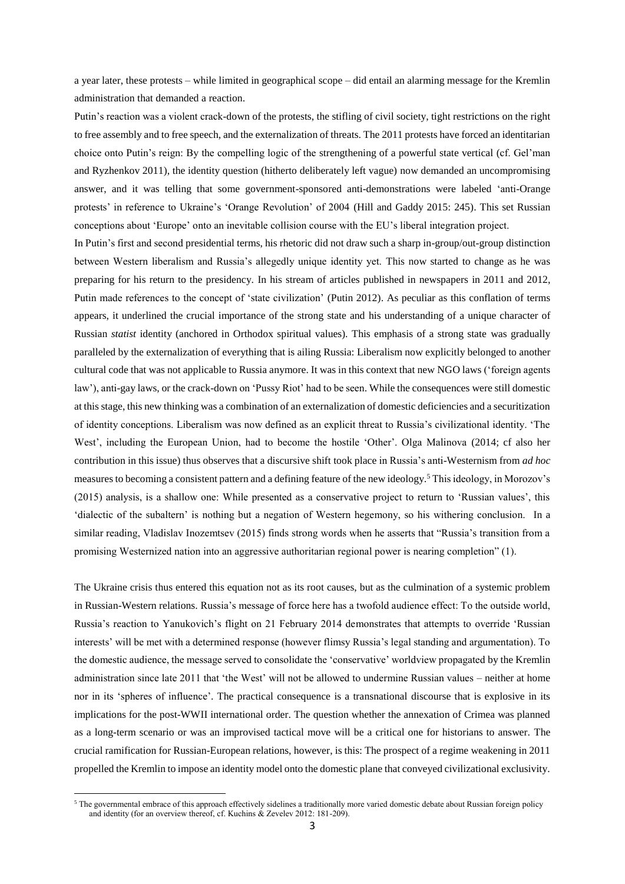a year later, these protests – while limited in geographical scope – did entail an alarming message for the Kremlin administration that demanded a reaction.

Putin's reaction was a violent crack-down of the protests, the stifling of civil society, tight restrictions on the right to free assembly and to free speech, and the externalization of threats. The 2011 protests have forced an identitarian choice onto Putin's reign: By the compelling logic of the strengthening of a powerful state vertical (cf. Gel'man and Ryzhenkov 2011), the identity question (hitherto deliberately left vague) now demanded an uncompromising answer, and it was telling that some government-sponsored anti-demonstrations were labeled 'anti-Orange protests' in reference to Ukraine's 'Orange Revolution' of 2004 (Hill and Gaddy 2015: 245). This set Russian conceptions about 'Europe' onto an inevitable collision course with the EU's liberal integration project.

In Putin's first and second presidential terms, his rhetoric did not draw such a sharp in-group/out-group distinction between Western liberalism and Russia's allegedly unique identity yet. This now started to change as he was preparing for his return to the presidency. In his stream of articles published in newspapers in 2011 and 2012, Putin made references to the concept of 'state civilization' (Putin 2012). As peculiar as this conflation of terms appears, it underlined the crucial importance of the strong state and his understanding of a unique character of Russian *statist* identity (anchored in Orthodox spiritual values). This emphasis of a strong state was gradually paralleled by the externalization of everything that is ailing Russia: Liberalism now explicitly belonged to another cultural code that was not applicable to Russia anymore. It was in this context that new NGO laws ('foreign agents law'), anti-gay laws, or the crack-down on 'Pussy Riot' had to be seen. While the consequences were still domestic at this stage, this new thinking was a combination of an externalization of domestic deficiencies and a securitization of identity conceptions. Liberalism was now defined as an explicit threat to Russia's civilizational identity. 'The West', including the European Union, had to become the hostile 'Other'. Olga Malinova (2014; cf also her contribution in this issue) thus observes that a discursive shift took place in Russia's anti-Westernism from *ad hoc* measures to becoming a consistent pattern and a defining feature of the new ideology.[5] This ideology, in Morozov's (2015) analysis, is a shallow one: While presented as a conservative project to return to 'Russian values', this 'dialectic of the subaltern' is nothing but a negation of Western hegemony, so his withering conclusion. In a similar reading, Vladislav Inozemtsev (2015) finds strong words when he asserts that "Russia's transition from a promising Westernized nation into an aggressive authoritarian regional power is nearing completion" (1).

The Ukraine crisis thus entered this equation not as its root causes, but as the culmination of a systemic problem in Russian-Western relations. Russia's message of force here has a twofold audience effect: To the outside world, Russia's reaction to Yanukovich's flight on 21 February 2014 demonstrates that attempts to override 'Russian interests' will be met with a determined response (however flimsy Russia's legal standing and argumentation). To the domestic audience, the message served to consolidate the 'conservative' worldview propagated by the Kremlin administration since late 2011 that 'the West' will not be allowed to undermine Russian values – neither at home nor in its 'spheres of influence'. The practical consequence is a transnational discourse that is explosive in its implications for the post-WWII international order. The question whether the annexation of Crimea was planned as a long-term scenario or was an improvised tactical move will be a critical one for historians to answer. The crucial ramification for Russian-European relations, however, is this: The prospect of a regime weakening in 2011 propelled the Kremlin to impose an identity model onto the domestic plane that conveyed civilizational exclusivity.

[5] The governmental embrace of this approach effectively sidelines a traditionally more varied domestic debate about Russian foreign policy and identity (for an overview thereof, cf. Kuchins & Zevelev 2012: 181-209).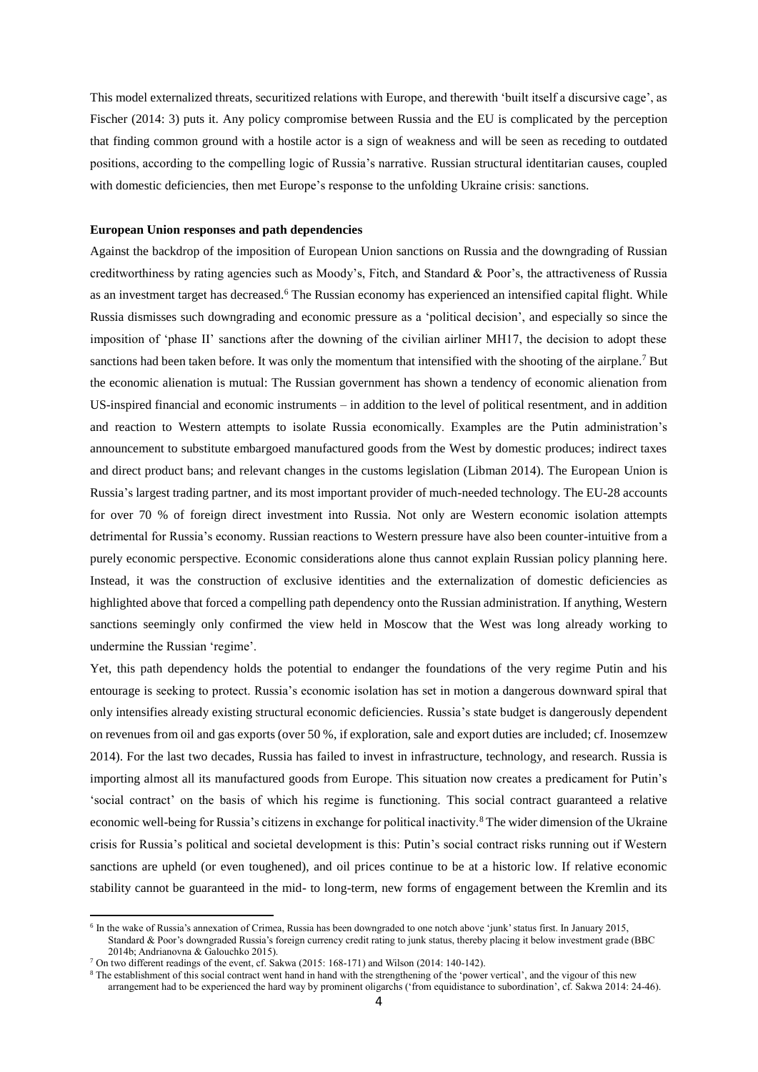This model externalized threats, securitized relations with Europe, and therewith 'built itself a discursive cage', as Fischer (2014: 3) puts it. Any policy compromise between Russia and the EU is complicated by the perception that finding common ground with a hostile actor is a sign of weakness and will be seen as receding to outdated positions, according to the compelling logic of Russia's narrative. Russian structural identitarian causes, coupled with domestic deficiencies, then met Europe's response to the unfolding Ukraine crisis: sanctions.

**European Union responses and path dependencies**

Against the backdrop of the imposition of European Union sanctions on Russia and the downgrading of Russian creditworthiness by rating agencies such as Moody's, Fitch, and Standard & Poor's, the attractiveness of Russia as an investment target has decreased.[6] The Russian economy has experienced an intensified capital flight. While Russia dismisses such downgrading and economic pressure as a 'political decision', and especially so since the imposition of 'phase II' sanctions after the downing of the civilian airliner MH17, the decision to adopt these sanctions had been taken before. It was only the momentum that intensified with the shooting of the airplane.[7] But the economic alienation is mutual: The Russian government has shown a tendency of economic alienation from US-inspired financial and economic instruments – in addition to the level of political resentment, and in addition and reaction to Western attempts to isolate Russia economically. Examples are the Putin administration's announcement to substitute embargoed manufactured goods from the West by domestic produces; indirect taxes and direct product bans; and relevant changes in the customs legislation (Libman 2014). The European Union is Russia's largest trading partner, and its most important provider of much-needed technology. The EU-28 accounts for over 70 % of foreign direct investment into Russia. Not only are Western economic isolation attempts detrimental for Russia's economy. Russian reactions to Western pressure have also been counter-intuitive from a purely economic perspective. Economic considerations alone thus cannot explain Russian policy planning here. Instead, it was the construction of exclusive identities and the externalization of domestic deficiencies as highlighted above that forced a compelling path dependency onto the Russian administration. If anything, Western sanctions seemingly only confirmed the view held in Moscow that the West was long already working to undermine the Russian 'regime'.

Yet, this path dependency holds the potential to endanger the foundations of the very regime Putin and his entourage is seeking to protect. Russia's economic isolation has set in motion a dangerous downward spiral that only intensifies already existing structural economic deficiencies. Russia's state budget is dangerously dependent on revenues from oil and gas exports (over 50 %, if exploration, sale and export duties are included; cf. Inosemzew 2014). For the last two decades, Russia has failed to invest in infrastructure, technology, and research. Russia is importing almost all its manufactured goods from Europe. This situation now creates a predicament for Putin's 'social contract' on the basis of which his regime is functioning. This social contract guaranteed a relative economic well-being for Russia's citizens in exchange for political inactivity.[8] The wider dimension of the Ukraine crisis for Russia's political and societal development is this: Putin's social contract risks running out if Western sanctions are upheld (or even toughened), and oil prices continue to be at a historic low. If relative economic stability cannot be guaranteed in the mid- to long-term, new forms of engagement between the Kremlin and its

[6] In the wake of Russia's annexation of Crimea, Russia has been downgraded to one notch above 'junk' status first. In January 2015, Standard & Poor's downgraded Russia's foreign currency credit rating to junk status, thereby placing it below investment grade (BBC 2014b; Andrianovna & Galouchko 2015).

[7] On two different readings of the event, cf. Sakwa (2015: 168-171) and Wilson (2014: 140-142).

[8] The establishment of this social contract went hand in hand with the strengthening of the 'power vertical', and the vigour of this new arrangement had to be experienced the hard way by prominent oligarchs ('from equidistance to subordination', cf. Sakwa 2014: 24-46).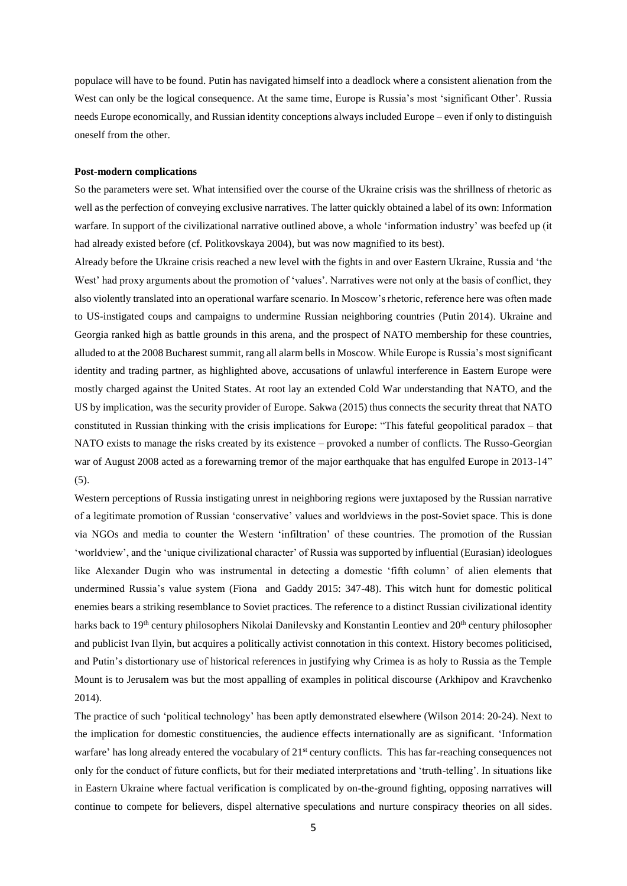populace will have to be found. Putin has navigated himself into a deadlock where a consistent alienation from the West can only be the logical consequence. At the same time, Europe is Russia's most 'significant Other'. Russia needs Europe economically, and Russian identity conceptions always included Europe – even if only to distinguish oneself from the other.

**Post-modern complications**

So the parameters were set. What intensified over the course of the Ukraine crisis was the shrillness of rhetoric as well as the perfection of conveying exclusive narratives. The latter quickly obtained a label of its own: Information warfare. In support of the civilizational narrative outlined above, a whole 'information industry' was beefed up (it had already existed before (cf. Politkovskaya 2004), but was now magnified to its best).

Already before the Ukraine crisis reached a new level with the fights in and over Eastern Ukraine, Russia and 'the West' had proxy arguments about the promotion of 'values'. Narratives were not only at the basis of conflict, they also violently translated into an operational warfare scenario. In Moscow's rhetoric, reference here was often made to US-instigated coups and campaigns to undermine Russian neighboring countries (Putin 2014). Ukraine and Georgia ranked high as battle grounds in this arena, and the prospect of NATO membership for these countries, alluded to at the 2008 Bucharest summit, rang all alarm bells in Moscow. While Europe is Russia's most significant identity and trading partner, as highlighted above, accusations of unlawful interference in Eastern Europe were mostly charged against the United States. At root lay an extended Cold War understanding that NATO, and the US by implication, was the security provider of Europe. Sakwa (2015) thus connects the security threat that NATO constituted in Russian thinking with the crisis implications for Europe: "This fateful geopolitical paradox – that NATO exists to manage the risks created by its existence – provoked a number of conflicts. The Russo-Georgian war of August 2008 acted as a forewarning tremor of the major earthquake that has engulfed Europe in 2013-14" (5).

Western perceptions of Russia instigating unrest in neighboring regions were juxtaposed by the Russian narrative of a legitimate promotion of Russian 'conservative' values and worldviews in the post-Soviet space. This is done via NGOs and media to counter the Western 'infiltration' of these countries. The promotion of the Russian 'worldview', and the 'unique civilizational character' of Russia was supported by influential (Eurasian) ideologues like Alexander Dugin who was instrumental in detecting a domestic 'fifth column' of alien elements that undermined Russia's value system (Fiona and Gaddy 2015: 347-48). This witch hunt for domestic political enemies bears a striking resemblance to Soviet practices. The reference to a distinct Russian civilizational identity harks back to 19th century philosophers Nikolai Danilevsky and Konstantin Leontiev and 20th century philosopher and publicist Ivan Ilyin, but acquires a politically activist connotation in this context. History becomes politicised, and Putin's distortionary use of historical references in justifying why Crimea is as holy to Russia as the Temple Mount is to Jerusalem was but the most appalling of examples in political discourse (Arkhipov and Kravchenko 2014).

The practice of such 'political technology' has been aptly demonstrated elsewhere (Wilson 2014: 20-24). Next to the implication for domestic constituencies, the audience effects internationally are as significant. 'Information warfare' has long already entered the vocabulary of 21st century conflicts. This has far-reaching consequences not only for the conduct of future conflicts, but for their mediated interpretations and 'truth-telling'. In situations like in Eastern Ukraine where factual verification is complicated by on-the-ground fighting, opposing narratives will continue to compete for believers, dispel alternative speculations and nurture conspiracy theories on all sides.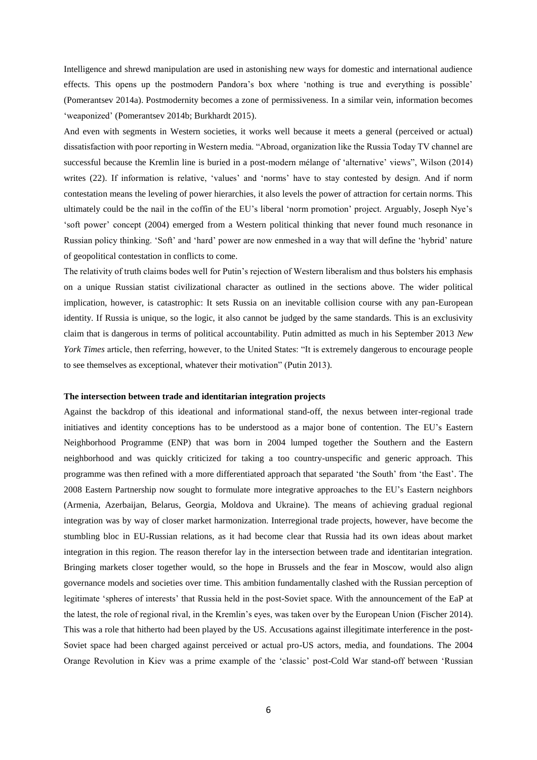Intelligence and shrewd manipulation are used in astonishing new ways for domestic and international audience effects. This opens up the postmodern Pandora's box where 'nothing is true and everything is possible' (Pomerantsev 2014a). Postmodernity becomes a zone of permissiveness. In a similar vein, information becomes 'weaponized' (Pomerantsev 2014b; Burkhardt 2015).

And even with segments in Western societies, it works well because it meets a general (perceived or actual) dissatisfaction with poor reporting in Western media. "Abroad, organization like the Russia Today TV channel are successful because the Kremlin line is buried in a post-modern mélange of 'alternative' views", Wilson (2014) writes (22). If information is relative, 'values' and 'norms' have to stay contested by design. And if norm contestation means the leveling of power hierarchies, it also levels the power of attraction for certain norms. This ultimately could be the nail in the coffin of the EU's liberal 'norm promotion' project. Arguably, Joseph Nye's 'soft power' concept (2004) emerged from a Western political thinking that never found much resonance in Russian policy thinking. 'Soft' and 'hard' power are now enmeshed in a way that will define the 'hybrid' nature of geopolitical contestation in conflicts to come.

The relativity of truth claims bodes well for Putin's rejection of Western liberalism and thus bolsters his emphasis on a unique Russian statist civilizational character as outlined in the sections above. The wider political implication, however, is catastrophic: It sets Russia on an inevitable collision course with any pan-European identity. If Russia is unique, so the logic, it also cannot be judged by the same standards. This is an exclusivity claim that is dangerous in terms of political accountability. Putin admitted as much in his September 2013 *New York Times* article, then referring, however, to the United States: "It is extremely dangerous to encourage people to see themselves as exceptional, whatever their motivation" (Putin 2013).

**The intersection between trade and identitarian integration projects**

Against the backdrop of this ideational and informational stand-off, the nexus between inter-regional trade initiatives and identity conceptions has to be understood as a major bone of contention. The EU's Eastern Neighborhood Programme (ENP) that was born in 2004 lumped together the Southern and the Eastern neighborhood and was quickly criticized for taking a too country-unspecific and generic approach. This programme was then refined with a more differentiated approach that separated 'the South' from 'the East'. The 2008 Eastern Partnership now sought to formulate more integrative approaches to the EU's Eastern neighbors (Armenia, Azerbaijan, Belarus, Georgia, Moldova and Ukraine). The means of achieving gradual regional integration was by way of closer market harmonization. Interregional trade projects, however, have become the stumbling bloc in EU-Russian relations, as it had become clear that Russia had its own ideas about market integration in this region. The reason therefor lay in the intersection between trade and identitarian integration. Bringing markets closer together would, so the hope in Brussels and the fear in Moscow, would also align governance models and societies over time. This ambition fundamentally clashed with the Russian perception of legitimate 'spheres of interests' that Russia held in the post-Soviet space. With the announcement of the EaP at the latest, the role of regional rival, in the Kremlin's eyes, was taken over by the European Union (Fischer 2014). This was a role that hitherto had been played by the US. Accusations against illegitimate interference in the post-Soviet space had been charged against perceived or actual pro-US actors, media, and foundations. The 2004 Orange Revolution in Kiev was a prime example of the 'classic' post-Cold War stand-off between 'Russian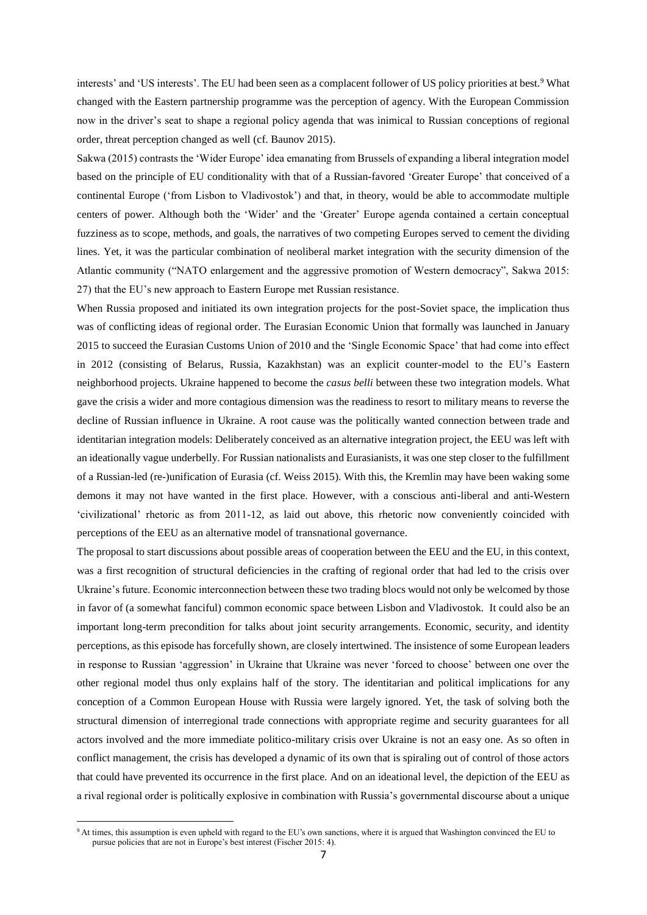interests' and 'US interests'. The EU had been seen as a complacent follower of US policy priorities at best.[9] What changed with the Eastern partnership programme was the perception of agency. With the European Commission now in the driver's seat to shape a regional policy agenda that was inimical to Russian conceptions of regional order, threat perception changed as well (cf. Baunov 2015).

Sakwa (2015) contrasts the 'Wider Europe' idea emanating from Brussels of expanding a liberal integration model based on the principle of EU conditionality with that of a Russian-favored 'Greater Europe' that conceived of a continental Europe ('from Lisbon to Vladivostok') and that, in theory, would be able to accommodate multiple centers of power. Although both the 'Wider' and the 'Greater' Europe agenda contained a certain conceptual fuzziness as to scope, methods, and goals, the narratives of two competing Europes served to cement the dividing lines. Yet, it was the particular combination of neoliberal market integration with the security dimension of the Atlantic community ("NATO enlargement and the aggressive promotion of Western democracy", Sakwa 2015: 27) that the EU's new approach to Eastern Europe met Russian resistance.

When Russia proposed and initiated its own integration projects for the post-Soviet space, the implication thus was of conflicting ideas of regional order. The Eurasian Economic Union that formally was launched in January 2015 to succeed the Eurasian Customs Union of 2010 and the 'Single Economic Space' that had come into effect in 2012 (consisting of Belarus, Russia, Kazakhstan) was an explicit counter-model to the EU's Eastern neighborhood projects. Ukraine happened to become the *casus belli* between these two integration models. What gave the crisis a wider and more contagious dimension was the readiness to resort to military means to reverse the decline of Russian influence in Ukraine. A root cause was the politically wanted connection between trade and identitarian integration models: Deliberately conceived as an alternative integration project, the EEU was left with an ideationally vague underbelly. For Russian nationalists and Eurasianists, it was one step closer to the fulfillment of a Russian-led (re-)unification of Eurasia (cf. Weiss 2015). With this, the Kremlin may have been waking some demons it may not have wanted in the first place. However, with a conscious anti-liberal and anti-Western 'civilizational' rhetoric as from 2011-12, as laid out above, this rhetoric now conveniently coincided with perceptions of the EEU as an alternative model of transnational governance.

The proposal to start discussions about possible areas of cooperation between the EEU and the EU, in this context, was a first recognition of structural deficiencies in the crafting of regional order that had led to the crisis over Ukraine's future. Economic interconnection between these two trading blocs would not only be welcomed by those in favor of (a somewhat fanciful) common economic space between Lisbon and Vladivostok. It could also be an important long-term precondition for talks about joint security arrangements. Economic, security, and identity perceptions, as this episode has forcefully shown, are closely intertwined. The insistence of some European leaders in response to Russian 'aggression' in Ukraine that Ukraine was never 'forced to choose' between one over the other regional model thus only explains half of the story. The identitarian and political implications for any conception of a Common European House with Russia were largely ignored. Yet, the task of solving both the structural dimension of interregional trade connections with appropriate regime and security guarantees for all actors involved and the more immediate politico-military crisis over Ukraine is not an easy one. As so often in conflict management, the crisis has developed a dynamic of its own that is spiraling out of control of those actors that could have prevented its occurrence in the first place. And on an ideational level, the depiction of the EEU as a rival regional order is politically explosive in combination with Russia's governmental discourse about a unique

[9] At times, this assumption is even upheld with regard to the EU's own sanctions, where it is argued that Washington convinced the EU to pursue policies that are not in Europe's best interest (Fischer 2015: 4).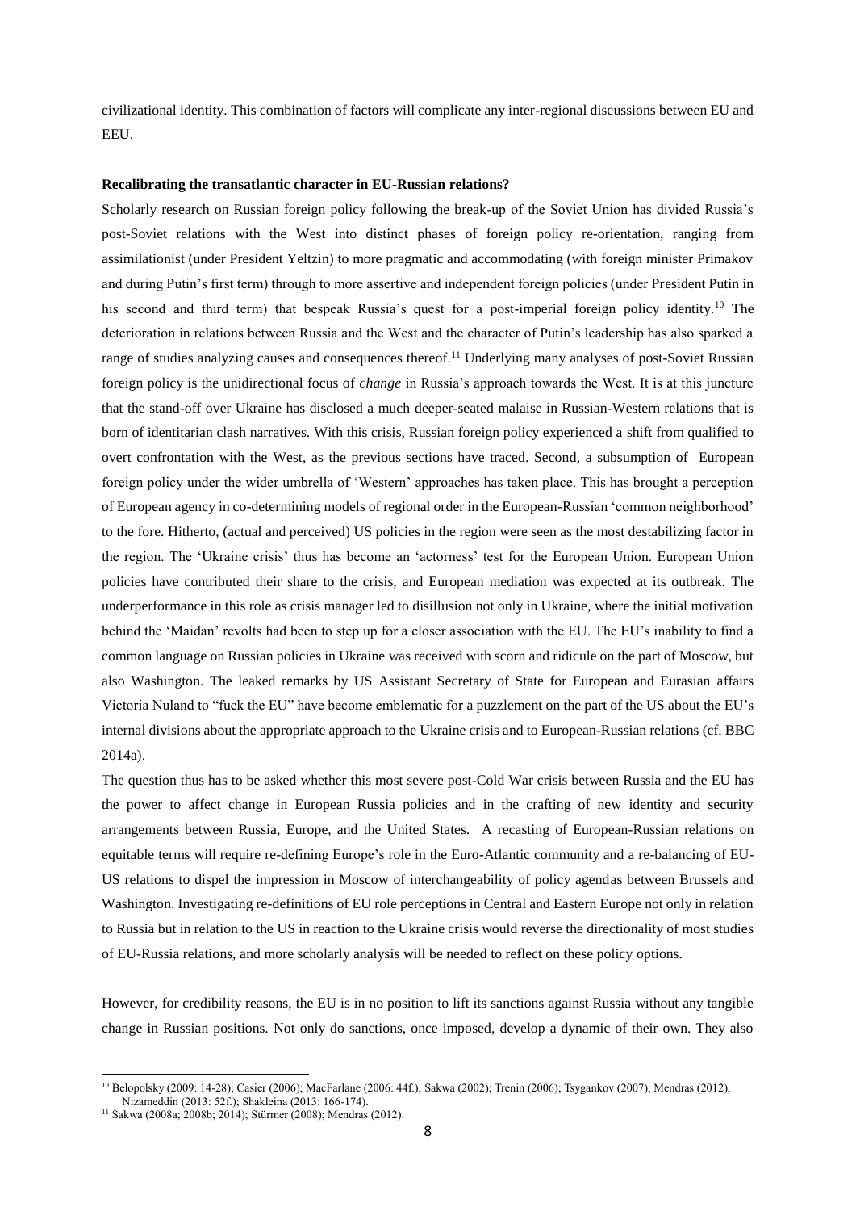civilizational identity. This combination of factors will complicate any inter-regional discussions between EU and EEU.

**Recalibrating the transatlantic character in EU-Russian relations?**

Scholarly research on Russian foreign policy following the break-up of the Soviet Union has divided Russia's post-Soviet relations with the West into distinct phases of foreign policy re-orientation, ranging from assimilationist (under President Yeltzin) to more pragmatic and accommodating (with foreign minister Primakov and during Putin's first term) through to more assertive and independent foreign policies (under President Putin in his second and third term) that bespeak Russia's quest for a post-imperial foreign policy identity.[10] The deterioration in relations between Russia and the West and the character of Putin's leadership has also sparked a range of studies analyzing causes and consequences thereof.[11] Underlying many analyses of post-Soviet Russian foreign policy is the unidirectional focus of *change* in Russia's approach towards the West. It is at this juncture that the stand-off over Ukraine has disclosed a much deeper-seated malaise in Russian-Western relations that is born of identitarian clash narratives. With this crisis, Russian foreign policy experienced a shift from qualified to overt confrontation with the West, as the previous sections have traced. Second, a subsumption of European foreign policy under the wider umbrella of 'Western' approaches has taken place. This has brought a perception of European agency in co-determining models of regional order in the European-Russian 'common neighborhood' to the fore. Hitherto, (actual and perceived) US policies in the region were seen as the most destabilizing factor in the region. The 'Ukraine crisis' thus has become an 'actorness' test for the European Union. European Union policies have contributed their share to the crisis, and European mediation was expected at its outbreak. The underperformance in this role as crisis manager led to disillusion not only in Ukraine, where the initial motivation behind the 'Maidan' revolts had been to step up for a closer association with the EU. The EU's inability to find a common language on Russian policies in Ukraine was received with scorn and ridicule on the part of Moscow, but also Washington. The leaked remarks by US Assistant Secretary of State for European and Eurasian affairs Victoria Nuland to "fuck the EU" have become emblematic for a puzzlement on the part of the US about the EU's internal divisions about the appropriate approach to the Ukraine crisis and to European-Russian relations (cf. BBC 2014a).

The question thus has to be asked whether this most severe post-Cold War crisis between Russia and the EU has the power to affect change in European Russia policies and in the crafting of new identity and security arrangements between Russia, Europe, and the United States. A recasting of European-Russian relations on equitable terms will require re-defining Europe's role in the Euro-Atlantic community and a re-balancing of EU-US relations to dispel the impression in Moscow of interchangeability of policy agendas between Brussels and Washington. Investigating re-definitions of EU role perceptions in Central and Eastern Europe not only in relation to Russia but in relation to the US in reaction to the Ukraine crisis would reverse the directionality of most studies of EU-Russia relations, and more scholarly analysis will be needed to reflect on these policy options.

However, for credibility reasons, the EU is in no position to lift its sanctions against Russia without any tangible change in Russian positions. Not only do sanctions, once imposed, develop a dynamic of their own. They also

---

[10] Belopolsky (2009: 14-28); Casier (2006); MacFarlane (2006: 44f.); Sakwa (2002); Trenin (2006); Tsygankov (2007); Mendras (2012); Nizameddin (2013: 52f.); Shakleina (2013: 166-174).

[11] Sakwa (2008a; 2008b; 2014); Stürmer (2008); Mendras (2012).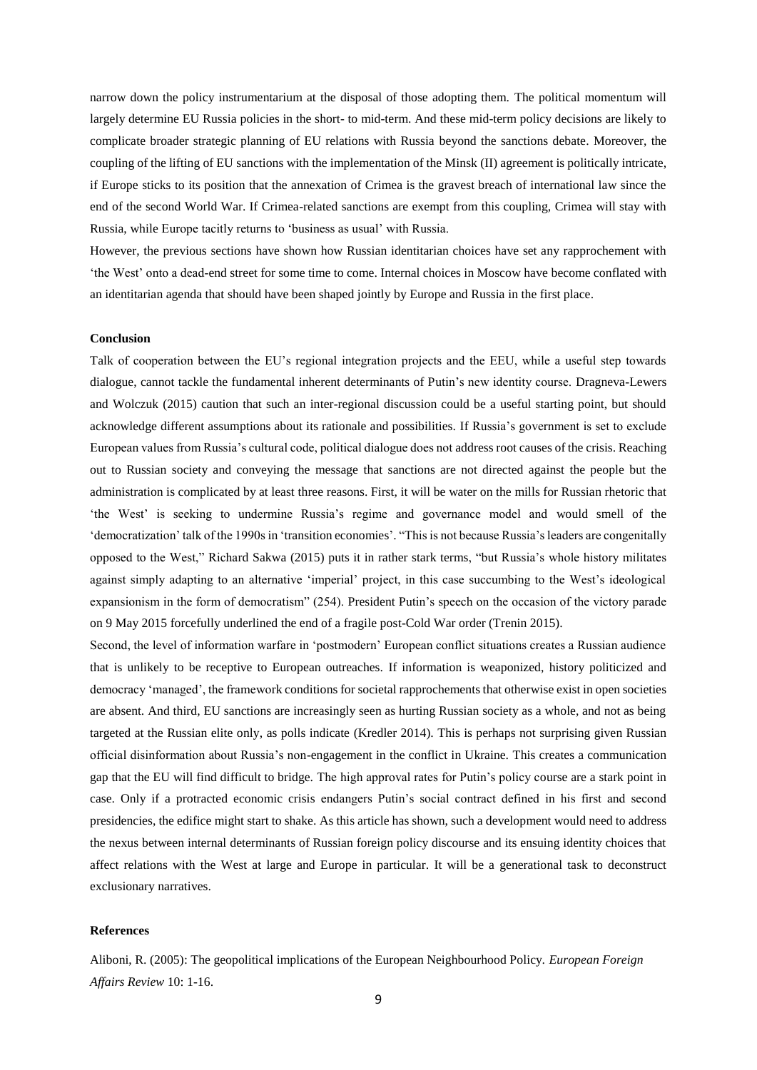narrow down the policy instrumentarium at the disposal of those adopting them. The political momentum will largely determine EU Russia policies in the short- to mid-term. And these mid-term policy decisions are likely to complicate broader strategic planning of EU relations with Russia beyond the sanctions debate. Moreover, the coupling of the lifting of EU sanctions with the implementation of the Minsk (II) agreement is politically intricate, if Europe sticks to its position that the annexation of Crimea is the gravest breach of international law since the end of the second World War. If Crimea-related sanctions are exempt from this coupling, Crimea will stay with Russia, while Europe tacitly returns to 'business as usual' with Russia.

However, the previous sections have shown how Russian identitarian choices have set any rapprochement with 'the West' onto a dead-end street for some time to come. Internal choices in Moscow have become conflated with an identitarian agenda that should have been shaped jointly by Europe and Russia in the first place.

**Conclusion**

Talk of cooperation between the EU's regional integration projects and the EEU, while a useful step towards dialogue, cannot tackle the fundamental inherent determinants of Putin's new identity course. Dragneva-Lewers and Wolczuk (2015) caution that such an inter-regional discussion could be a useful starting point, but should acknowledge different assumptions about its rationale and possibilities. If Russia's government is set to exclude European values from Russia's cultural code, political dialogue does not address root causes of the crisis. Reaching out to Russian society and conveying the message that sanctions are not directed against the people but the administration is complicated by at least three reasons. First, it will be water on the mills for Russian rhetoric that 'the West' is seeking to undermine Russia's regime and governance model and would smell of the 'democratization' talk of the 1990s in 'transition economies'. "This is not because Russia's leaders are congenitally opposed to the West," Richard Sakwa (2015) puts it in rather stark terms, "but Russia's whole history militates against simply adapting to an alternative 'imperial' project, in this case succumbing to the West's ideological expansionism in the form of democratism" (254). President Putin's speech on the occasion of the victory parade on 9 May 2015 forcefully underlined the end of a fragile post-Cold War order (Trenin 2015).

Second, the level of information warfare in 'postmodern' European conflict situations creates a Russian audience that is unlikely to be receptive to European outreaches. If information is weaponized, history politicized and democracy 'managed', the framework conditions for societal rapprochements that otherwise exist in open societies are absent. And third, EU sanctions are increasingly seen as hurting Russian society as a whole, and not as being targeted at the Russian elite only, as polls indicate (Kredler 2014). This is perhaps not surprising given Russian official disinformation about Russia's non-engagement in the conflict in Ukraine. This creates a communication gap that the EU will find difficult to bridge. The high approval rates for Putin's policy course are a stark point in case. Only if a protracted economic crisis endangers Putin's social contract defined in his first and second presidencies, the edifice might start to shake. As this article has shown, such a development would need to address the nexus between internal determinants of Russian foreign policy discourse and its ensuing identity choices that affect relations with the West at large and Europe in particular. It will be a generational task to deconstruct exclusionary narratives.

**References**

Aliboni, R. (2005): The geopolitical implications of the European Neighbourhood Policy. *European Foreign Affairs Review* 10: 1-16.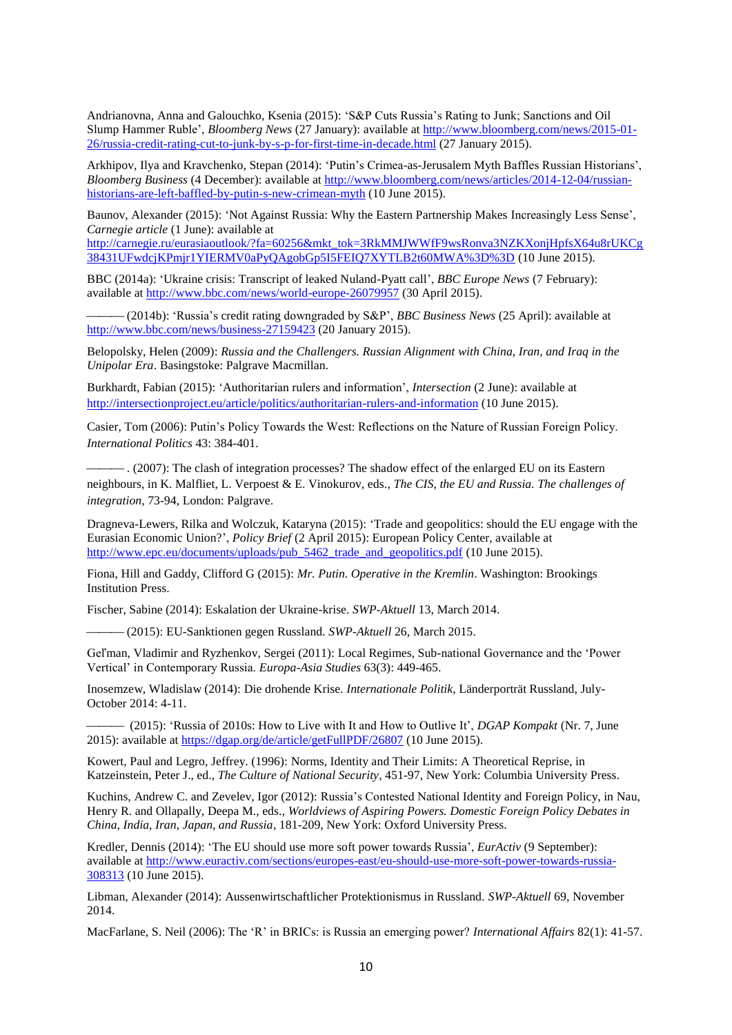Andrianovna, Anna and Galouchko, Ksenia (2015): 'S&P Cuts Russia's Rating to Junk; Sanctions and Oil Slump Hammer Ruble', *Bloomberg News* (27 January): available at http://www.bloomberg.com/news/2015-01-26/russia-credit-rating-cut-to-junk-by-s-p-for-first-time-in-decade.html (27 January 2015).

Arkhipov, Ilya and Kravchenko, Stepan (2014): 'Putin's Crimea-as-Jerusalem Myth Baffles Russian Historians', *Bloomberg Business* (4 December): available at http://www.bloomberg.com/news/articles/2014-12-04/russian-historians-are-left-baffled-by-putin-s-new-crimean-myth (10 June 2015).

Baunov, Alexander (2015): 'Not Against Russia: Why the Eastern Partnership Makes Increasingly Less Sense', *Carnegie article* (1 June): available at http://carnegie.ru/eurasiaoutlook/?fa=60256&mkt_tok=3RkMMJWWfF9wsRonva3NZKXonjHpfsX64u8rUKCg38431UFwdcjKPmjr1YIERMV0aPyQAgobGp5I5FEIQ7XYTLB2t60MWA%3D%3D (10 June 2015).

BBC (2014a): 'Ukraine crisis: Transcript of leaked Nuland-Pyatt call', *BBC Europe News* (7 February): available at http://www.bbc.com/news/world-europe-26079957 (30 April 2015).

——— (2014b): 'Russia's credit rating downgraded by S&P', *BBC Business News* (25 April): available at http://www.bbc.com/news/business-27159423 (20 January 2015).

Belopolsky, Helen (2009): *Russia and the Challengers. Russian Alignment with China, Iran, and Iraq in the Unipolar Era*. Basingstoke: Palgrave Macmillan.

Burkhardt, Fabian (2015): 'Authoritarian rulers and information', *Intersection* (2 June): available at http://intersectionproject.eu/article/politics/authoritarian-rulers-and-information (10 June 2015).

Casier, Tom (2006): Putin's Policy Towards the West: Reflections on the Nature of Russian Foreign Policy. *International Politics* 43: 384-401.

———. (2007): The clash of integration processes? The shadow effect of the enlarged EU on its Eastern neighbours, in K. Malfliet, L. Verpoest & E. Vinokurov, eds., *The CIS, the EU and Russia. The challenges of integration*, 73-94, London: Palgrave.

Dragneva-Lewers, Rilka and Wolczuk, Kataryna (2015): 'Trade and geopolitics: should the EU engage with the Eurasian Economic Union?', *Policy Brief* (2 April 2015): European Policy Center, available at http://www.epc.eu/documents/uploads/pub_5462_trade_and_geopolitics.pdf (10 June 2015).

Fiona, Hill and Gaddy, Clifford G (2015): *Mr. Putin. Operative in the Kremlin*. Washington: Brookings Institution Press.

Fischer, Sabine (2014): Eskalation der Ukraine-krise. *SWP-Aktuell* 13, March 2014.

——— (2015): EU-Sanktionen gegen Russland. *SWP-Aktuell* 26, March 2015.

Gel'man, Vladimir and Ryzhenkov, Sergei (2011): Local Regimes, Sub-national Governance and the 'Power Vertical' in Contemporary Russia. *Europa-Asia Studies* 63(3): 449-465.

Inosemzew, Wladislaw (2014): Die drohende Krise. *Internationale Politik*, Länderporträt Russland, July-October 2014: 4-11.

——— (2015): 'Russia of 2010s: How to Live with It and How to Outlive It', *DGAP Kompakt* (Nr. 7, June 2015): available at https://dgap.org/de/article/getFullPDF/26807 (10 June 2015).

Kowert, Paul and Legro, Jeffrey. (1996): Norms, Identity and Their Limits: A Theoretical Reprise, in Katzeinstein, Peter J., ed., *The Culture of National Security*, 451-97, New York: Columbia University Press.

Kuchins, Andrew C. and Zevelev, Igor (2012): Russia's Contested National Identity and Foreign Policy, in Nau, Henry R. and Ollapally, Deepa M., eds., *Worldviews of Aspiring Powers. Domestic Foreign Policy Debates in China, India, Iran, Japan, and Russia*, 181-209, New York: Oxford University Press.

Kredler, Dennis (2014): 'The EU should use more soft power towards Russia', *EurActiv* (9 September): available at http://www.euractiv.com/sections/europes-east/eu-should-use-more-soft-power-towards-russia-308313 (10 June 2015).

Libman, Alexander (2014): Aussenwirtschaftlicher Protektionismus in Russland. *SWP-Aktuell* 69, November 2014.

MacFarlane, S. Neil (2006): The 'R' in BRICs: is Russia an emerging power? *International Affairs* 82(1): 41-57.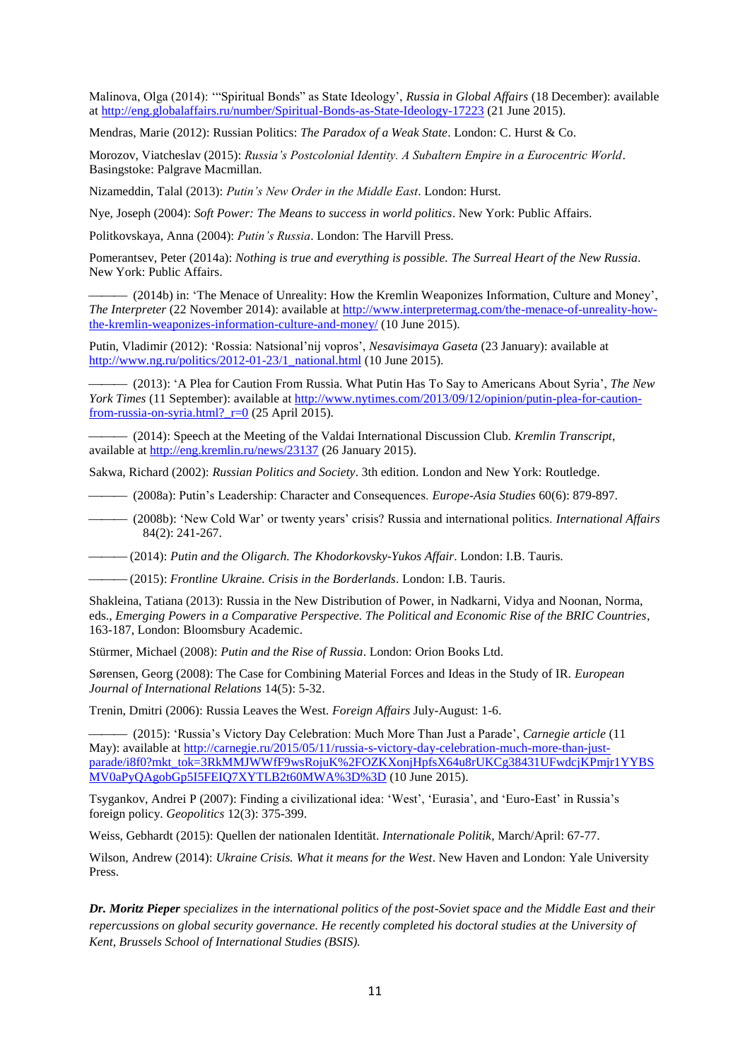Malinova, Olga (2014): '"Spiritual Bonds" as State Ideology', *Russia in Global Affairs* (18 December): available at http://eng.globalaffairs.ru/number/Spiritual-Bonds-as-State-Ideology-17223 (21 June 2015).

Mendras, Marie (2012): Russian Politics: *The Paradox of a Weak State*. London: C. Hurst & Co.

Morozov, Viatcheslav (2015): *Russia's Postcolonial Identity. A Subaltern Empire in a Eurocentric World*. Basingstoke: Palgrave Macmillan.

Nizameddin, Talal (2013): *Putin's New Order in the Middle East*. London: Hurst.

Nye, Joseph (2004): *Soft Power: The Means to success in world politics*. New York: Public Affairs.

Politkovskaya, Anna (2004): *Putin's Russia*. London: The Harvill Press.

Pomerantsev, Peter (2014a): *Nothing is true and everything is possible. The Surreal Heart of the New Russia*. New York: Public Affairs.

——— (2014b) in: 'The Menace of Unreality: How the Kremlin Weaponizes Information, Culture and Money', *The Interpreter* (22 November 2014): available at http://www.interpretermag.com/the-menace-of-unreality-how-the-kremlin-weaponizes-information-culture-and-money/ (10 June 2015).

Putin, Vladimir (2012): 'Rossia: Natsional'nij vopros', *Nesavisimaya Gaseta* (23 January): available at http://www.ng.ru/politics/2012-01-23/1_national.html (10 June 2015).

——— (2013): 'A Plea for Caution From Russia. What Putin Has To Say to Americans About Syria', *The New York Times* (11 September): available at http://www.nytimes.com/2013/09/12/opinion/putin-plea-for-caution-from-russia-on-syria.html?_r=0 (25 April 2015).

——— (2014): Speech at the Meeting of the Valdai International Discussion Club. *Kremlin Transcript*, available at http://eng.kremlin.ru/news/23137 (26 January 2015).

Sakwa, Richard (2002): *Russian Politics and Society*. 3th edition. London and New York: Routledge.

——— (2008a): Putin's Leadership: Character and Consequences. *Europe-Asia Studies* 60(6): 879-897.

——— (2008b): 'New Cold War' or twenty years' crisis? Russia and international politics. *International Affairs* 84(2): 241-267.

——— (2014): *Putin and the Oligarch. The Khodorkovsky-Yukos Affair*. London: I.B. Tauris.

——— (2015): *Frontline Ukraine. Crisis in the Borderlands*. London: I.B. Tauris.

Shakleina, Tatiana (2013): Russia in the New Distribution of Power, in Nadkarni, Vidya and Noonan, Norma, eds., *Emerging Powers in a Comparative Perspective. The Political and Economic Rise of the BRIC Countries*, 163-187, London: Bloomsbury Academic.

Stürmer, Michael (2008): *Putin and the Rise of Russia*. London: Orion Books Ltd.

Sørensen, Georg (2008): The Case for Combining Material Forces and Ideas in the Study of IR. *European Journal of International Relations* 14(5): 5-32.

Trenin, Dmitri (2006): Russia Leaves the West. *Foreign Affairs* July-August: 1-6.

——— (2015): 'Russia's Victory Day Celebration: Much More Than Just a Parade', *Carnegie article* (11 May): available at http://carnegie.ru/2015/05/11/russia-s-victory-day-celebration-much-more-than-just-parade/i8f0?mkt_tok=3RkMMJWWfF9wsRojuK%2FOZKXonjHpfsX64u8rUKCg38431UFwdcjKPmjr1YYBSMV0aPyQAgobGp5I5FEIQ7XYTLB2t60MWA%3D%3D (10 June 2015).

Tsygankov, Andrei P (2007): Finding a civilizational idea: 'West', 'Eurasia', and 'Euro-East' in Russia's foreign policy. *Geopolitics* 12(3): 375-399.

Weiss, Gebhardt (2015): Quellen der nationalen Identität. *Internationale Politik*, March/April: 67-77.

Wilson, Andrew (2014): *Ukraine Crisis. What it means for the West*. New Haven and London: Yale University Press.

***Dr. Moritz Pieper** specializes in the international politics of the post-Soviet space and the Middle East and their repercussions on global security governance. He recently completed his doctoral studies at the University of Kent, Brussels School of International Studies (BSIS).*